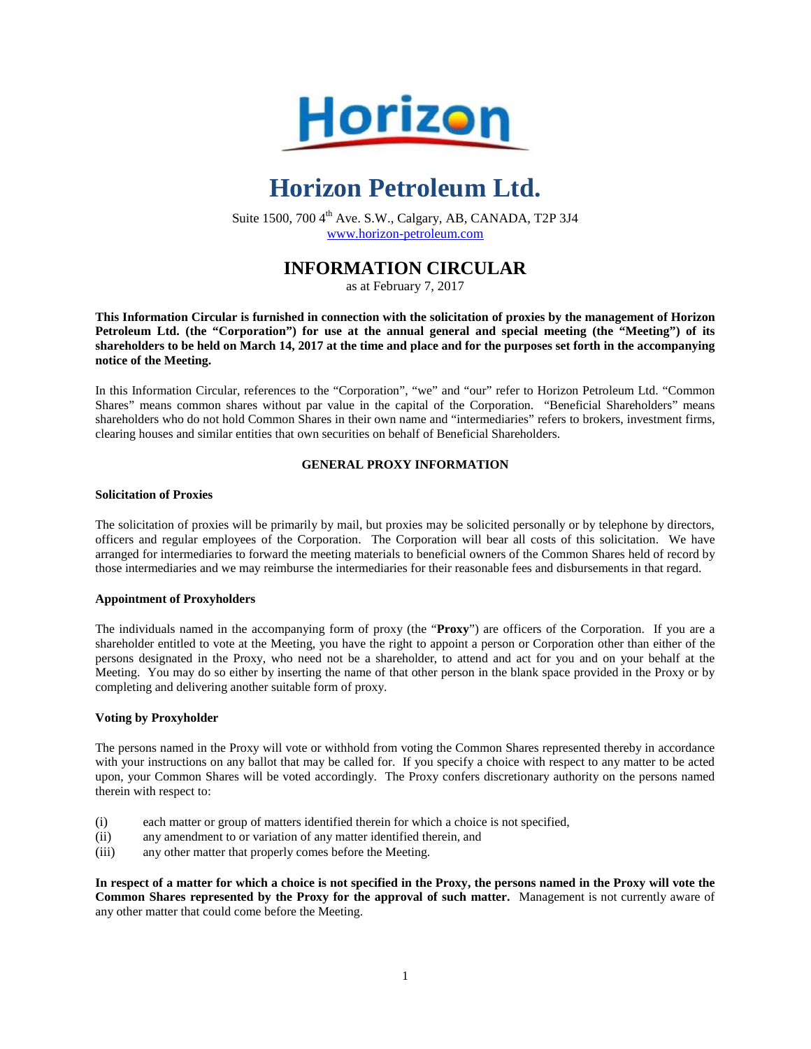# Horizon Petroleum Ltd.

Suite 1500, 700 4th Ave. S.W., Calgary, AB, CANADA, T2P 3J4
www.horizon-petroleum.com

## INFORMATION CIRCULAR

as at February 7, 2017

**This Information Circular is furnished in connection with the solicitation of proxies by the management of Horizon Petroleum Ltd. (the "Corporation") for use at the annual general and special meeting (the "Meeting") of its shareholders to be held on March 14, 2017 at the time and place and for the purposes set forth in the accompanying notice of the Meeting.**

In this Information Circular, references to the "Corporation", "we" and "our" refer to Horizon Petroleum Ltd. "Common Shares" means common shares without par value in the capital of the Corporation. "Beneficial Shareholders" means shareholders who do not hold Common Shares in their own name and "intermediaries" refers to brokers, investment firms, clearing houses and similar entities that own securities on behalf of Beneficial Shareholders.

### GENERAL PROXY INFORMATION

**Solicitation of Proxies**

The solicitation of proxies will be primarily by mail, but proxies may be solicited personally or by telephone by directors, officers and regular employees of the Corporation. The Corporation will bear all costs of this solicitation. We have arranged for intermediaries to forward the meeting materials to beneficial owners of the Common Shares held of record by those intermediaries and we may reimburse the intermediaries for their reasonable fees and disbursements in that regard.

**Appointment of Proxyholders**

The individuals named in the accompanying form of proxy (the "**Proxy**") are officers of the Corporation. If you are a shareholder entitled to vote at the Meeting, you have the right to appoint a person or Corporation other than either of the persons designated in the Proxy, who need not be a shareholder, to attend and act for you and on your behalf at the Meeting. You may do so either by inserting the name of that other person in the blank space provided in the Proxy or by completing and delivering another suitable form of proxy.

**Voting by Proxyholder**

The persons named in the Proxy will vote or withhold from voting the Common Shares represented thereby in accordance with your instructions on any ballot that may be called for. If you specify a choice with respect to any matter to be acted upon, your Common Shares will be voted accordingly. The Proxy confers discretionary authority on the persons named therein with respect to:

(i) each matter or group of matters identified therein for which a choice is not specified,
(ii) any amendment to or variation of any matter identified therein, and
(iii) any other matter that properly comes before the Meeting.

**In respect of a matter for which a choice is not specified in the Proxy, the persons named in the Proxy will vote the Common Shares represented by the Proxy for the approval of such matter.** Management is not currently aware of any other matter that could come before the Meeting.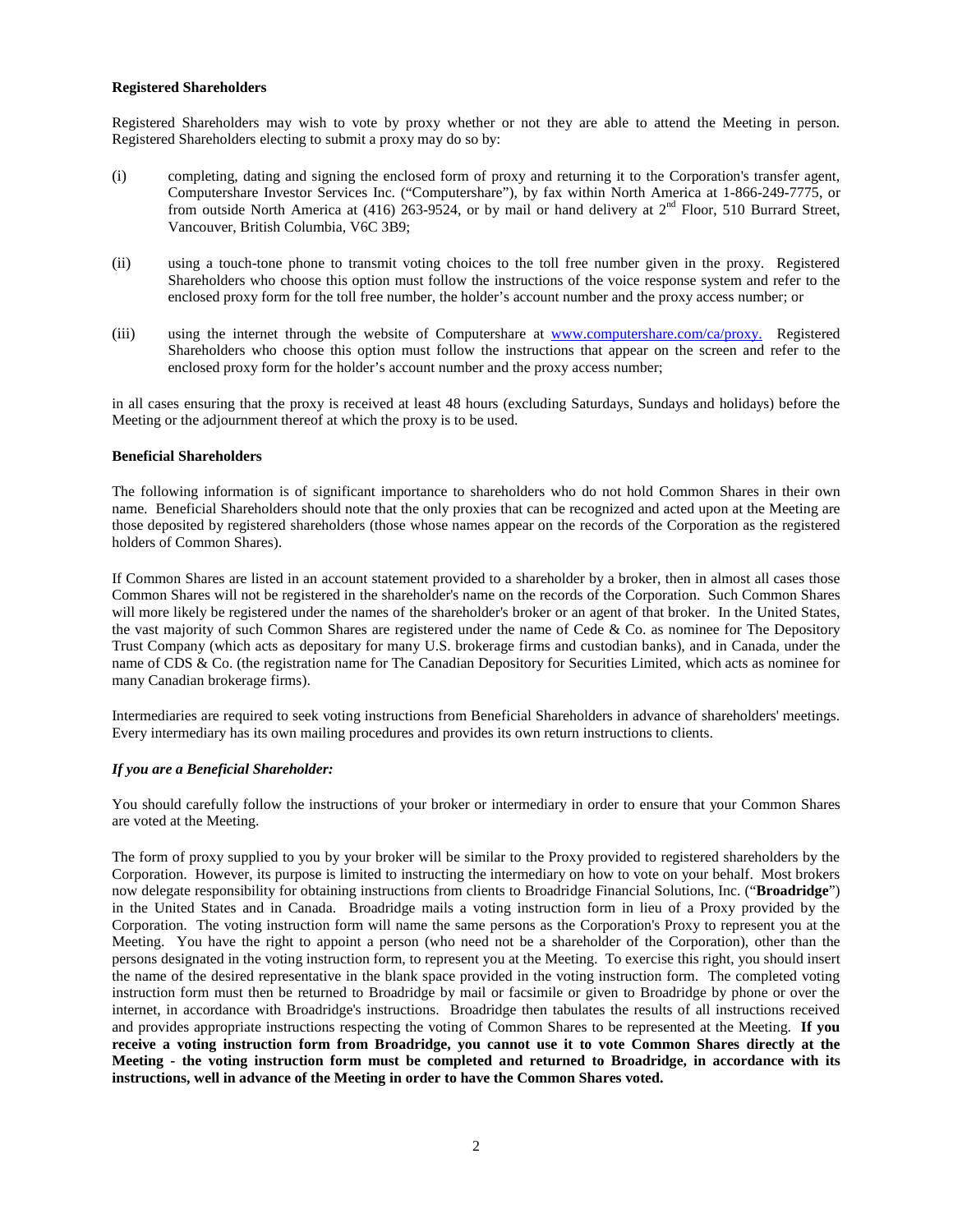**Registered Shareholders**

Registered Shareholders may wish to vote by proxy whether or not they are able to attend the Meeting in person. Registered Shareholders electing to submit a proxy may do so by:

(i) completing, dating and signing the enclosed form of proxy and returning it to the Corporation's transfer agent, Computershare Investor Services Inc. ("Computershare"), by fax within North America at 1-866-249-7775, or from outside North America at (416) 263-9524, or by mail or hand delivery at 2nd Floor, 510 Burrard Street, Vancouver, British Columbia, V6C 3B9;

(ii) using a touch-tone phone to transmit voting choices to the toll free number given in the proxy. Registered Shareholders who choose this option must follow the instructions of the voice response system and refer to the enclosed proxy form for the toll free number, the holder's account number and the proxy access number; or

(iii) using the internet through the website of Computershare at www.computershare.com/ca/proxy. Registered Shareholders who choose this option must follow the instructions that appear on the screen and refer to the enclosed proxy form for the holder's account number and the proxy access number;

in all cases ensuring that the proxy is received at least 48 hours (excluding Saturdays, Sundays and holidays) before the Meeting or the adjournment thereof at which the proxy is to be used.

**Beneficial Shareholders**

The following information is of significant importance to shareholders who do not hold Common Shares in their own name. Beneficial Shareholders should note that the only proxies that can be recognized and acted upon at the Meeting are those deposited by registered shareholders (those whose names appear on the records of the Corporation as the registered holders of Common Shares).

If Common Shares are listed in an account statement provided to a shareholder by a broker, then in almost all cases those Common Shares will not be registered in the shareholder's name on the records of the Corporation. Such Common Shares will more likely be registered under the names of the shareholder's broker or an agent of that broker. In the United States, the vast majority of such Common Shares are registered under the name of Cede & Co. as nominee for The Depository Trust Company (which acts as depositary for many U.S. brokerage firms and custodian banks), and in Canada, under the name of CDS & Co. (the registration name for The Canadian Depository for Securities Limited, which acts as nominee for many Canadian brokerage firms).

Intermediaries are required to seek voting instructions from Beneficial Shareholders in advance of shareholders' meetings. Every intermediary has its own mailing procedures and provides its own return instructions to clients.

***If you are a Beneficial Shareholder:***

You should carefully follow the instructions of your broker or intermediary in order to ensure that your Common Shares are voted at the Meeting.

The form of proxy supplied to you by your broker will be similar to the Proxy provided to registered shareholders by the Corporation. However, its purpose is limited to instructing the intermediary on how to vote on your behalf. Most brokers now delegate responsibility for obtaining instructions from clients to Broadridge Financial Solutions, Inc. ("**Broadridge**") in the United States and in Canada. Broadridge mails a voting instruction form in lieu of a Proxy provided by the Corporation. The voting instruction form will name the same persons as the Corporation's Proxy to represent you at the Meeting. You have the right to appoint a person (who need not be a shareholder of the Corporation), other than the persons designated in the voting instruction form, to represent you at the Meeting. To exercise this right, you should insert the name of the desired representative in the blank space provided in the voting instruction form. The completed voting instruction form must then be returned to Broadridge by mail or facsimile or given to Broadridge by phone or over the internet, in accordance with Broadridge's instructions. Broadridge then tabulates the results of all instructions received and provides appropriate instructions respecting the voting of Common Shares to be represented at the Meeting. **If you receive a voting instruction form from Broadridge, you cannot use it to vote Common Shares directly at the Meeting - the voting instruction form must be completed and returned to Broadridge, in accordance with its instructions, well in advance of the Meeting in order to have the Common Shares voted.**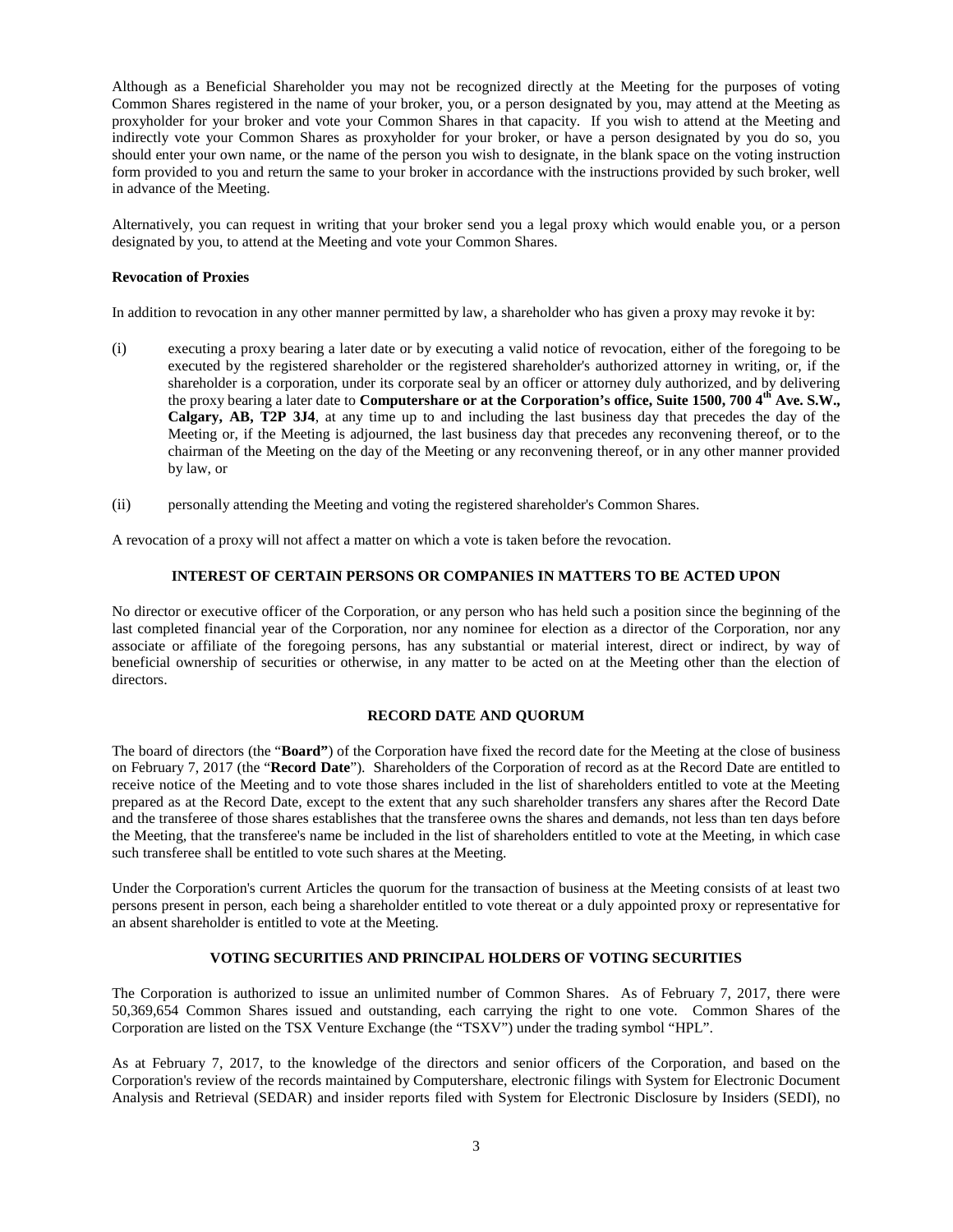Although as a Beneficial Shareholder you may not be recognized directly at the Meeting for the purposes of voting Common Shares registered in the name of your broker, you, or a person designated by you, may attend at the Meeting as proxyholder for your broker and vote your Common Shares in that capacity. If you wish to attend at the Meeting and indirectly vote your Common Shares as proxyholder for your broker, or have a person designated by you do so, you should enter your own name, or the name of the person you wish to designate, in the blank space on the voting instruction form provided to you and return the same to your broker in accordance with the instructions provided by such broker, well in advance of the Meeting.

Alternatively, you can request in writing that your broker send you a legal proxy which would enable you, or a person designated by you, to attend at the Meeting and vote your Common Shares.

**Revocation of Proxies**

In addition to revocation in any other manner permitted by law, a shareholder who has given a proxy may revoke it by:

(i) executing a proxy bearing a later date or by executing a valid notice of revocation, either of the foregoing to be executed by the registered shareholder or the registered shareholder's authorized attorney in writing, or, if the shareholder is a corporation, under its corporate seal by an officer or attorney duly authorized, and by delivering the proxy bearing a later date to **Computershare or at the Corporation's office, Suite 1500, 700 4th Ave. S.W., Calgary, AB, T2P 3J4**, at any time up to and including the last business day that precedes the day of the Meeting or, if the Meeting is adjourned, the last business day that precedes any reconvening thereof, or to the chairman of the Meeting on the day of the Meeting or any reconvening thereof, or in any other manner provided by law, or

(ii) personally attending the Meeting and voting the registered shareholder's Common Shares.

A revocation of a proxy will not affect a matter on which a vote is taken before the revocation.

## INTEREST OF CERTAIN PERSONS OR COMPANIES IN MATTERS TO BE ACTED UPON

No director or executive officer of the Corporation, or any person who has held such a position since the beginning of the last completed financial year of the Corporation, nor any nominee for election as a director of the Corporation, nor any associate or affiliate of the foregoing persons, has any substantial or material interest, direct or indirect, by way of beneficial ownership of securities or otherwise, in any matter to be acted on at the Meeting other than the election of directors.

## RECORD DATE AND QUORUM

The board of directors (the "**Board"**) of the Corporation have fixed the record date for the Meeting at the close of business on February 7, 2017 (the "**Record Date**"). Shareholders of the Corporation of record as at the Record Date are entitled to receive notice of the Meeting and to vote those shares included in the list of shareholders entitled to vote at the Meeting prepared as at the Record Date, except to the extent that any such shareholder transfers any shares after the Record Date and the transferee of those shares establishes that the transferee owns the shares and demands, not less than ten days before the Meeting, that the transferee's name be included in the list of shareholders entitled to vote at the Meeting, in which case such transferee shall be entitled to vote such shares at the Meeting.

Under the Corporation's current Articles the quorum for the transaction of business at the Meeting consists of at least two persons present in person, each being a shareholder entitled to vote thereat or a duly appointed proxy or representative for an absent shareholder is entitled to vote at the Meeting.

## VOTING SECURITIES AND PRINCIPAL HOLDERS OF VOTING SECURITIES

The Corporation is authorized to issue an unlimited number of Common Shares. As of February 7, 2017, there were 50,369,654 Common Shares issued and outstanding, each carrying the right to one vote. Common Shares of the Corporation are listed on the TSX Venture Exchange (the "TSXV") under the trading symbol "HPL".

As at February 7, 2017, to the knowledge of the directors and senior officers of the Corporation, and based on the Corporation's review of the records maintained by Computershare, electronic filings with System for Electronic Document Analysis and Retrieval (SEDAR) and insider reports filed with System for Electronic Disclosure by Insiders (SEDI), no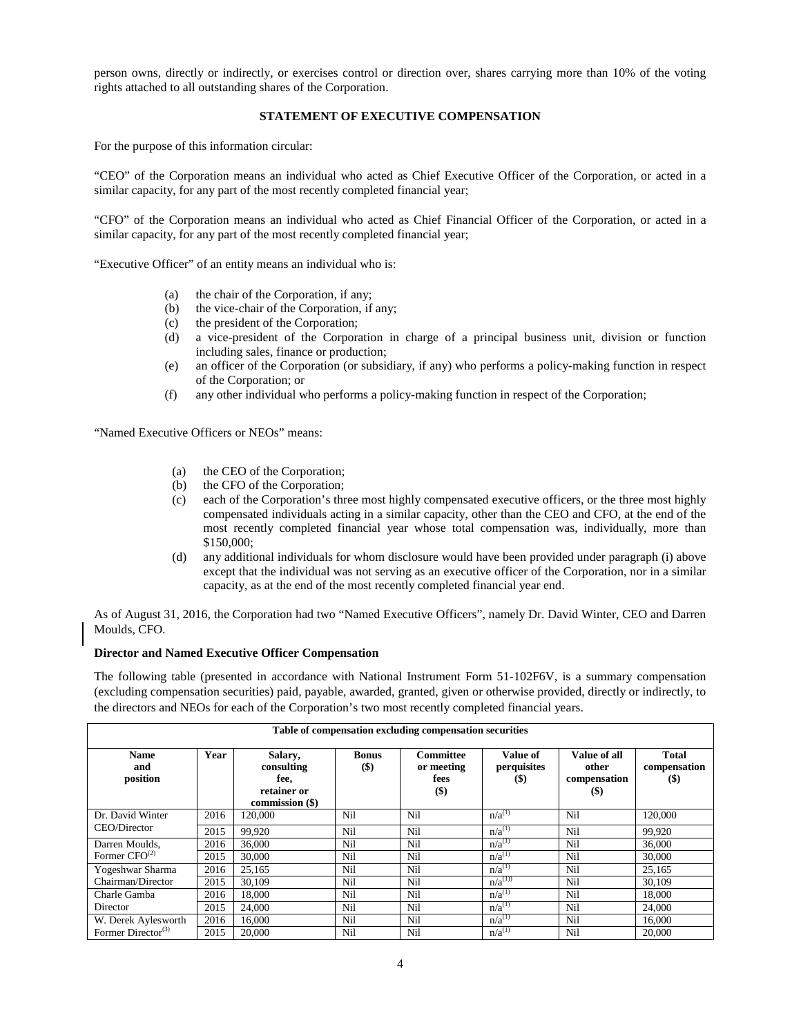person owns, directly or indirectly, or exercises control or direction over, shares carrying more than 10% of the voting rights attached to all outstanding shares of the Corporation.

## STATEMENT OF EXECUTIVE COMPENSATION

For the purpose of this information circular:

"CEO" of the Corporation means an individual who acted as Chief Executive Officer of the Corporation, or acted in a similar capacity, for any part of the most recently completed financial year;

"CFO" of the Corporation means an individual who acted as Chief Financial Officer of the Corporation, or acted in a similar capacity, for any part of the most recently completed financial year;

"Executive Officer" of an entity means an individual who is:

(a) the chair of the Corporation, if any;
(b) the vice-chair of the Corporation, if any;
(c) the president of the Corporation;
(d) a vice-president of the Corporation in charge of a principal business unit, division or function including sales, finance or production;
(e) an officer of the Corporation (or subsidiary, if any) who performs a policy-making function in respect of the Corporation; or
(f) any other individual who performs a policy-making function in respect of the Corporation;

"Named Executive Officers or NEOs" means:

(a) the CEO of the Corporation;
(b) the CFO of the Corporation;
(c) each of the Corporation's three most highly compensated executive officers, or the three most highly compensated individuals acting in a similar capacity, other than the CEO and CFO, at the end of the most recently completed financial year whose total compensation was, individually, more than $150,000;
(d) any additional individuals for whom disclosure would have been provided under paragraph (i) above except that the individual was not serving as an executive officer of the Corporation, nor in a similar capacity, as at the end of the most recently completed financial year end.

As of August 31, 2016, the Corporation had two "Named Executive Officers", namely Dr. David Winter, CEO and Darren Moulds, CFO.

### Director and Named Executive Officer Compensation

The following table (presented in accordance with National Instrument Form 51-102F6V, is a summary compensation (excluding compensation securities) paid, payable, awarded, granted, given or otherwise provided, directly or indirectly, to the directors and NEOs for each of the Corporation's two most recently completed financial years.

**Table of compensation excluding compensation securities**

| Name and position | Year | Salary, consulting fee, retainer or commission ($) | Bonus ($) | Committee or meeting fees ($) | Value of perquisites ($) | Value of all other compensation ($) | Total compensation ($) |
|---|---|---|---|---|---|---|---|
| Dr. David Winter CEO/Director | 2016 | 120,000 | Nil | Nil | n/a[(1)] | Nil | 120,000 |
| | 2015 | 99,920 | Nil | Nil | n/a[(1)] | Nil | 99,920 |
| Darren Moulds, Former CFO[(2)] | 2016 | 36,000 | Nil | Nil | n/a[(1)] | Nil | 36,000 |
| | 2015 | 30,000 | Nil | Nil | n/a[(1)] | Nil | 30,000 |
| Yogeshwar Sharma Chairman/Director | 2016 | 25,165 | Nil | Nil | n/a[(1)] | Nil | 25,165 |
| | 2015 | 30,109 | Nil | Nil | n/a[(1)] | Nil | 30,109 |
| Charle Gamba Director | 2016 | 18,000 | Nil | Nil | n/a[(1)] | Nil | 18,000 |
| | 2015 | 24,000 | Nil | Nil | n/a[(1)] | Nil | 24,000 |
| W. Derek Aylesworth Former Director[(3)] | 2016 | 16,000 | Nil | Nil | n/a[(1)] | Nil | 16,000 |
| | 2015 | 20,000 | Nil | Nil | n/a[(1)] | Nil | 20,000 |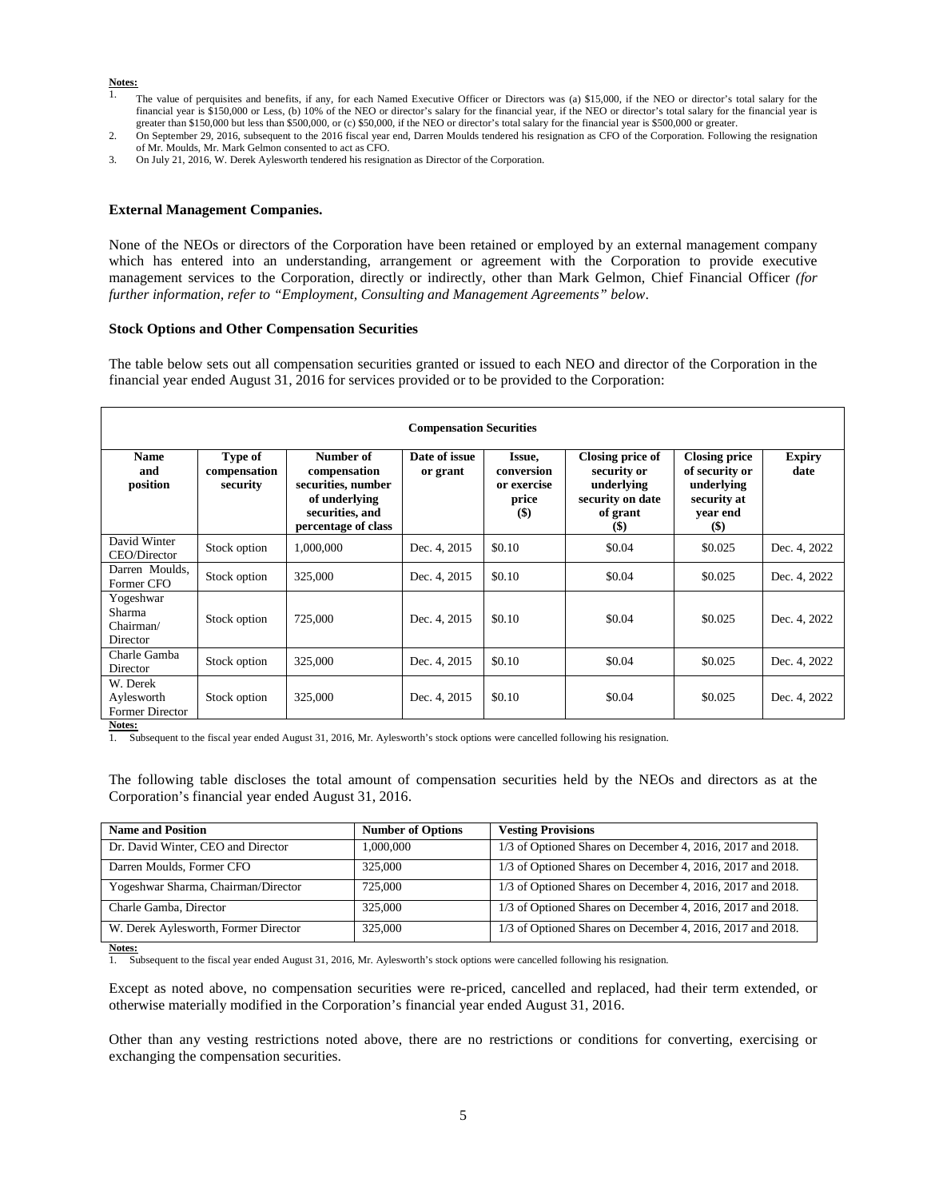**Notes:**

1. The value of perquisites and benefits, if any, for each Named Executive Officer or Directors was (a) $15,000, if the NEO or director's total salary for the financial year is $150,000 or Less, (b) 10% of the NEO or director's salary for the financial year, if the NEO or director's total salary for the financial year is greater than $150,000 but less than $500,000, or (c) $50,000, if the NEO or director's total salary for the financial year is $500,000 or greater.
2. On September 29, 2016, subsequent to the 2016 fiscal year end, Darren Moulds tendered his resignation as CFO of the Corporation. Following the resignation of Mr. Moulds, Mr. Mark Gelmon consented to act as CFO.
3. On July 21, 2016, W. Derek Aylesworth tendered his resignation as Director of the Corporation.

**External Management Companies.**

None of the NEOs or directors of the Corporation have been retained or employed by an external management company which has entered into an understanding, arrangement or agreement with the Corporation to provide executive management services to the Corporation, directly or indirectly, other than Mark Gelmon, Chief Financial Officer *(for further information, refer to "Employment, Consulting and Management Agreements" below*.

**Stock Options and Other Compensation Securities**

The table below sets out all compensation securities granted or issued to each NEO and director of the Corporation in the financial year ended August 31, 2016 for services provided or to be provided to the Corporation:

| **Compensation Securities** | | | | | | | |
|---|---|---|---|---|---|---|---|
| **Name and position** | **Type of compensation security** | **Number of compensation securities, number of underlying securities, and percentage of class** | **Date of issue or grant** | **Issue, conversion or exercise price ($)** | **Closing price of security or underlying security on date of grant ($)** | **Closing price of security or underlying security at year end ($)** | **Expiry date** |
| David Winter CEO/Director | Stock option | 1,000,000 | Dec. 4, 2015 | $0.10 | $0.04 | $0.025 | Dec. 4, 2022 |
| Darren Moulds, Former CFO | Stock option | 325,000 | Dec. 4, 2015 | $0.10 | $0.04 | $0.025 | Dec. 4, 2022 |
| Yogeshwar Sharma Chairman/ Director | Stock option | 725,000 | Dec. 4, 2015 | $0.10 | $0.04 | $0.025 | Dec. 4, 2022 |
| Charle Gamba Director | Stock option | 325,000 | Dec. 4, 2015 | $0.10 | $0.04 | $0.025 | Dec. 4, 2022 |
| W. Derek Aylesworth Former Director | Stock option | 325,000 | Dec. 4, 2015 | $0.10 | $0.04 | $0.025 | Dec. 4, 2022 |

**Notes:**

1. Subsequent to the fiscal year ended August 31, 2016, Mr. Aylesworth's stock options were cancelled following his resignation.

The following table discloses the total amount of compensation securities held by the NEOs and directors as at the Corporation's financial year ended August 31, 2016.

| **Name and Position** | **Number of Options** | **Vesting Provisions** |
|---|---|---|
| Dr. David Winter, CEO and Director | 1,000,000 | 1/3 of Optioned Shares on December 4, 2016, 2017 and 2018. |
| Darren Moulds, Former CFO | 325,000 | 1/3 of Optioned Shares on December 4, 2016, 2017 and 2018. |
| Yogeshwar Sharma, Chairman/Director | 725,000 | 1/3 of Optioned Shares on December 4, 2016, 2017 and 2018. |
| Charle Gamba, Director | 325,000 | 1/3 of Optioned Shares on December 4, 2016, 2017 and 2018. |
| W. Derek Aylesworth, Former Director | 325,000 | 1/3 of Optioned Shares on December 4, 2016, 2017 and 2018. |

**Notes:**

1. Subsequent to the fiscal year ended August 31, 2016, Mr. Aylesworth's stock options were cancelled following his resignation.

Except as noted above, no compensation securities were re-priced, cancelled and replaced, had their term extended, or otherwise materially modified in the Corporation's financial year ended August 31, 2016.

Other than any vesting restrictions noted above, there are no restrictions or conditions for converting, exercising or exchanging the compensation securities.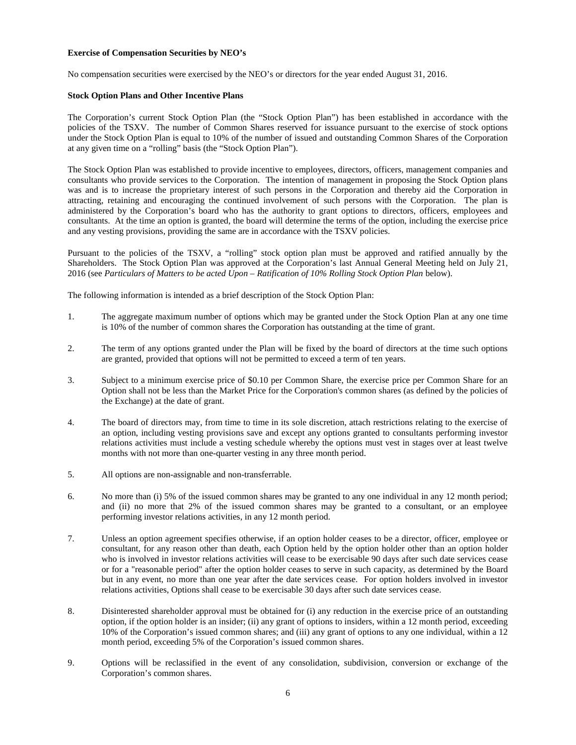**Exercise of Compensation Securities by NEO's**

No compensation securities were exercised by the NEO's or directors for the year ended August 31, 2016.

**Stock Option Plans and Other Incentive Plans**

The Corporation's current Stock Option Plan (the "Stock Option Plan") has been established in accordance with the policies of the TSXV. The number of Common Shares reserved for issuance pursuant to the exercise of stock options under the Stock Option Plan is equal to 10% of the number of issued and outstanding Common Shares of the Corporation at any given time on a "rolling" basis (the "Stock Option Plan").

The Stock Option Plan was established to provide incentive to employees, directors, officers, management companies and consultants who provide services to the Corporation. The intention of management in proposing the Stock Option plans was and is to increase the proprietary interest of such persons in the Corporation and thereby aid the Corporation in attracting, retaining and encouraging the continued involvement of such persons with the Corporation. The plan is administered by the Corporation's board who has the authority to grant options to directors, officers, employees and consultants. At the time an option is granted, the board will determine the terms of the option, including the exercise price and any vesting provisions, providing the same are in accordance with the TSXV policies.

Pursuant to the policies of the TSXV, a "rolling" stock option plan must be approved and ratified annually by the Shareholders. The Stock Option Plan was approved at the Corporation's last Annual General Meeting held on July 21, 2016 (see *Particulars of Matters to be acted Upon – Ratification of 10% Rolling Stock Option Plan* below).

The following information is intended as a brief description of the Stock Option Plan:

1. The aggregate maximum number of options which may be granted under the Stock Option Plan at any one time is 10% of the number of common shares the Corporation has outstanding at the time of grant.

2. The term of any options granted under the Plan will be fixed by the board of directors at the time such options are granted, provided that options will not be permitted to exceed a term of ten years.

3. Subject to a minimum exercise price of $0.10 per Common Share, the exercise price per Common Share for an Option shall not be less than the Market Price for the Corporation's common shares (as defined by the policies of the Exchange) at the date of grant.

4. The board of directors may, from time to time in its sole discretion, attach restrictions relating to the exercise of an option, including vesting provisions save and except any options granted to consultants performing investor relations activities must include a vesting schedule whereby the options must vest in stages over at least twelve months with not more than one-quarter vesting in any three month period.

5. All options are non-assignable and non-transferrable.

6. No more than (i) 5% of the issued common shares may be granted to any one individual in any 12 month period; and (ii) no more that 2% of the issued common shares may be granted to a consultant, or an employee performing investor relations activities, in any 12 month period.

7. Unless an option agreement specifies otherwise, if an option holder ceases to be a director, officer, employee or consultant, for any reason other than death, each Option held by the option holder other than an option holder who is involved in investor relations activities will cease to be exercisable 90 days after such date services cease or for a "reasonable period" after the option holder ceases to serve in such capacity, as determined by the Board but in any event, no more than one year after the date services cease. For option holders involved in investor relations activities, Options shall cease to be exercisable 30 days after such date services cease.

8. Disinterested shareholder approval must be obtained for (i) any reduction in the exercise price of an outstanding option, if the option holder is an insider; (ii) any grant of options to insiders, within a 12 month period, exceeding 10% of the Corporation's issued common shares; and (iii) any grant of options to any one individual, within a 12 month period, exceeding 5% of the Corporation's issued common shares.

9. Options will be reclassified in the event of any consolidation, subdivision, conversion or exchange of the Corporation's common shares.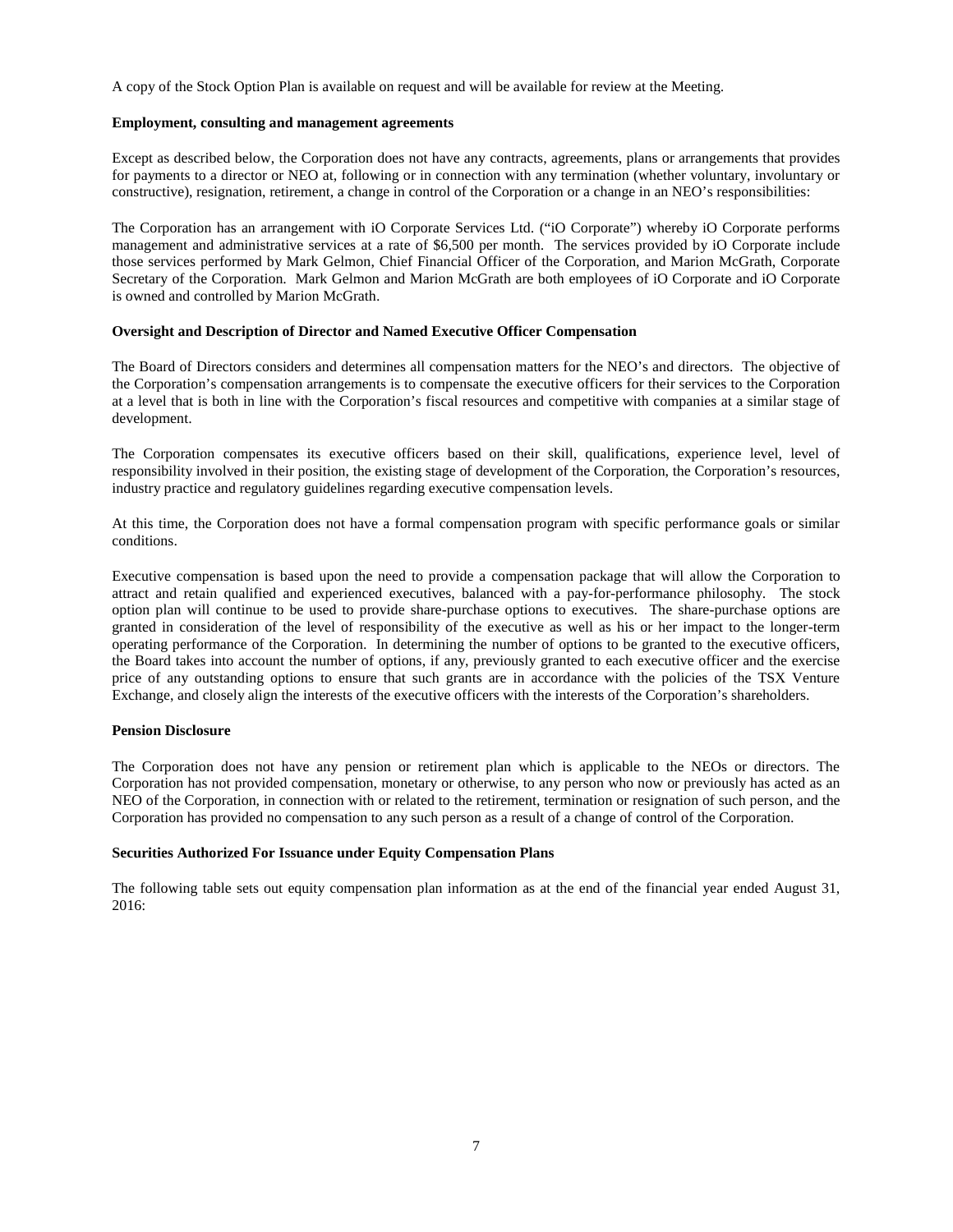A copy of the Stock Option Plan is available on request and will be available for review at the Meeting.

**Employment, consulting and management agreements**

Except as described below, the Corporation does not have any contracts, agreements, plans or arrangements that provides for payments to a director or NEO at, following or in connection with any termination (whether voluntary, involuntary or constructive), resignation, retirement, a change in control of the Corporation or a change in an NEO's responsibilities:

The Corporation has an arrangement with iO Corporate Services Ltd. ("iO Corporate") whereby iO Corporate performs management and administrative services at a rate of $6,500 per month. The services provided by iO Corporate include those services performed by Mark Gelmon, Chief Financial Officer of the Corporation, and Marion McGrath, Corporate Secretary of the Corporation. Mark Gelmon and Marion McGrath are both employees of iO Corporate and iO Corporate is owned and controlled by Marion McGrath.

**Oversight and Description of Director and Named Executive Officer Compensation**

The Board of Directors considers and determines all compensation matters for the NEO's and directors. The objective of the Corporation's compensation arrangements is to compensate the executive officers for their services to the Corporation at a level that is both in line with the Corporation's fiscal resources and competitive with companies at a similar stage of development.

The Corporation compensates its executive officers based on their skill, qualifications, experience level, level of responsibility involved in their position, the existing stage of development of the Corporation, the Corporation's resources, industry practice and regulatory guidelines regarding executive compensation levels.

At this time, the Corporation does not have a formal compensation program with specific performance goals or similar conditions.

Executive compensation is based upon the need to provide a compensation package that will allow the Corporation to attract and retain qualified and experienced executives, balanced with a pay-for-performance philosophy. The stock option plan will continue to be used to provide share-purchase options to executives. The share-purchase options are granted in consideration of the level of responsibility of the executive as well as his or her impact to the longer-term operating performance of the Corporation. In determining the number of options to be granted to the executive officers, the Board takes into account the number of options, if any, previously granted to each executive officer and the exercise price of any outstanding options to ensure that such grants are in accordance with the policies of the TSX Venture Exchange, and closely align the interests of the executive officers with the interests of the Corporation's shareholders.

**Pension Disclosure**

The Corporation does not have any pension or retirement plan which is applicable to the NEOs or directors. The Corporation has not provided compensation, monetary or otherwise, to any person who now or previously has acted as an NEO of the Corporation, in connection with or related to the retirement, termination or resignation of such person, and the Corporation has provided no compensation to any such person as a result of a change of control of the Corporation.

**Securities Authorized For Issuance under Equity Compensation Plans**

The following table sets out equity compensation plan information as at the end of the financial year ended August 31, 2016: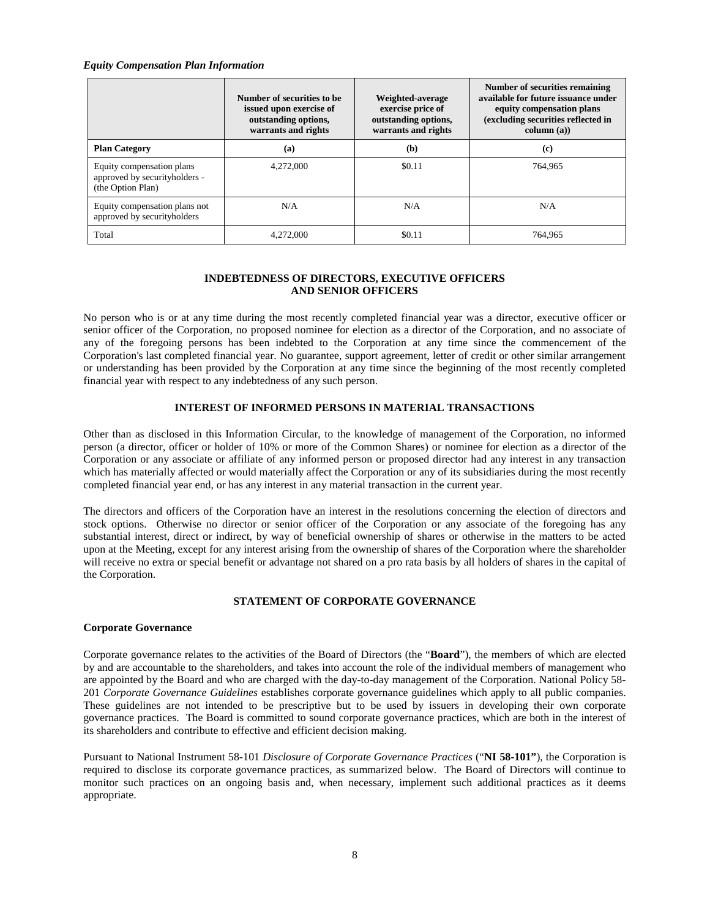*Equity Compensation Plan Information*

| | Number of securities to be issued upon exercise of outstanding options, warrants and rights | Weighted-average exercise price of outstanding options, warrants and rights | Number of securities remaining available for future issuance under equity compensation plans (excluding securities reflected in column (a)) |
|---|---|---|---|
| **Plan Category** | **(a)** | **(b)** | **(c)** |
| Equity compensation plans approved by securityholders - (the Option Plan) | 4,272,000 | \$0.11 | 764,965 |
| Equity compensation plans not approved by securityholders | N/A | N/A | N/A |
| Total | 4,272,000 | \$0.11 | 764,965 |

## INDEBTEDNESS OF DIRECTORS, EXECUTIVE OFFICERS AND SENIOR OFFICERS

No person who is or at any time during the most recently completed financial year was a director, executive officer or senior officer of the Corporation, no proposed nominee for election as a director of the Corporation, and no associate of any of the foregoing persons has been indebted to the Corporation at any time since the commencement of the Corporation's last completed financial year. No guarantee, support agreement, letter of credit or other similar arrangement or understanding has been provided by the Corporation at any time since the beginning of the most recently completed financial year with respect to any indebtedness of any such person.

## INTEREST OF INFORMED PERSONS IN MATERIAL TRANSACTIONS

Other than as disclosed in this Information Circular, to the knowledge of management of the Corporation, no informed person (a director, officer or holder of 10% or more of the Common Shares) or nominee for election as a director of the Corporation or any associate or affiliate of any informed person or proposed director had any interest in any transaction which has materially affected or would materially affect the Corporation or any of its subsidiaries during the most recently completed financial year end, or has any interest in any material transaction in the current year.

The directors and officers of the Corporation have an interest in the resolutions concerning the election of directors and stock options. Otherwise no director or senior officer of the Corporation or any associate of the foregoing has any substantial interest, direct or indirect, by way of beneficial ownership of shares or otherwise in the matters to be acted upon at the Meeting, except for any interest arising from the ownership of shares of the Corporation where the shareholder will receive no extra or special benefit or advantage not shared on a pro rata basis by all holders of shares in the capital of the Corporation.

## STATEMENT OF CORPORATE GOVERNANCE

### Corporate Governance

Corporate governance relates to the activities of the Board of Directors (the "**Board**"), the members of which are elected by and are accountable to the shareholders, and takes into account the role of the individual members of management who are appointed by the Board and who are charged with the day-to-day management of the Corporation. National Policy 58-201 *Corporate Governance Guidelines* establishes corporate governance guidelines which apply to all public companies. These guidelines are not intended to be prescriptive but to be used by issuers in developing their own corporate governance practices. The Board is committed to sound corporate governance practices, which are both in the interest of its shareholders and contribute to effective and efficient decision making.

Pursuant to National Instrument 58-101 *Disclosure of Corporate Governance Practices* ("**NI 58-101"**), the Corporation is required to disclose its corporate governance practices, as summarized below. The Board of Directors will continue to monitor such practices on an ongoing basis and, when necessary, implement such additional practices as it deems appropriate.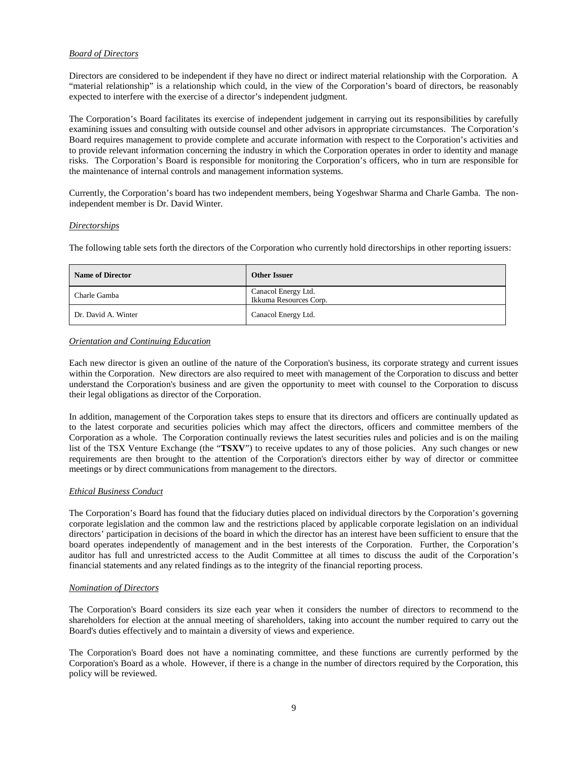*Board of Directors*

Directors are considered to be independent if they have no direct or indirect material relationship with the Corporation. A "material relationship" is a relationship which could, in the view of the Corporation's board of directors, be reasonably expected to interfere with the exercise of a director's independent judgment.

The Corporation's Board facilitates its exercise of independent judgement in carrying out its responsibilities by carefully examining issues and consulting with outside counsel and other advisors in appropriate circumstances. The Corporation's Board requires management to provide complete and accurate information with respect to the Corporation's activities and to provide relevant information concerning the industry in which the Corporation operates in order to identity and manage risks. The Corporation's Board is responsible for monitoring the Corporation's officers, who in turn are responsible for the maintenance of internal controls and management information systems.

Currently, the Corporation's board has two independent members, being Yogeshwar Sharma and Charle Gamba. The non-independent member is Dr. David Winter.

*Directorships*

The following table sets forth the directors of the Corporation who currently hold directorships in other reporting issuers:

| Name of Director | Other Issuer |
|---|---|
| Charle Gamba | Canacol Energy Ltd.<br>Ikkuma Resources Corp. |
| Dr. David A. Winter | Canacol Energy Ltd. |

*Orientation and Continuing Education*

Each new director is given an outline of the nature of the Corporation's business, its corporate strategy and current issues within the Corporation. New directors are also required to meet with management of the Corporation to discuss and better understand the Corporation's business and are given the opportunity to meet with counsel to the Corporation to discuss their legal obligations as director of the Corporation.

In addition, management of the Corporation takes steps to ensure that its directors and officers are continually updated as to the latest corporate and securities policies which may affect the directors, officers and committee members of the Corporation as a whole. The Corporation continually reviews the latest securities rules and policies and is on the mailing list of the TSX Venture Exchange (the "**TSXV**") to receive updates to any of those policies. Any such changes or new requirements are then brought to the attention of the Corporation's directors either by way of director or committee meetings or by direct communications from management to the directors.

*Ethical Business Conduct*

The Corporation's Board has found that the fiduciary duties placed on individual directors by the Corporation's governing corporate legislation and the common law and the restrictions placed by applicable corporate legislation on an individual directors' participation in decisions of the board in which the director has an interest have been sufficient to ensure that the board operates independently of management and in the best interests of the Corporation. Further, the Corporation's auditor has full and unrestricted access to the Audit Committee at all times to discuss the audit of the Corporation's financial statements and any related findings as to the integrity of the financial reporting process.

*Nomination of Directors*

The Corporation's Board considers its size each year when it considers the number of directors to recommend to the shareholders for election at the annual meeting of shareholders, taking into account the number required to carry out the Board's duties effectively and to maintain a diversity of views and experience.

The Corporation's Board does not have a nominating committee, and these functions are currently performed by the Corporation's Board as a whole. However, if there is a change in the number of directors required by the Corporation, this policy will be reviewed.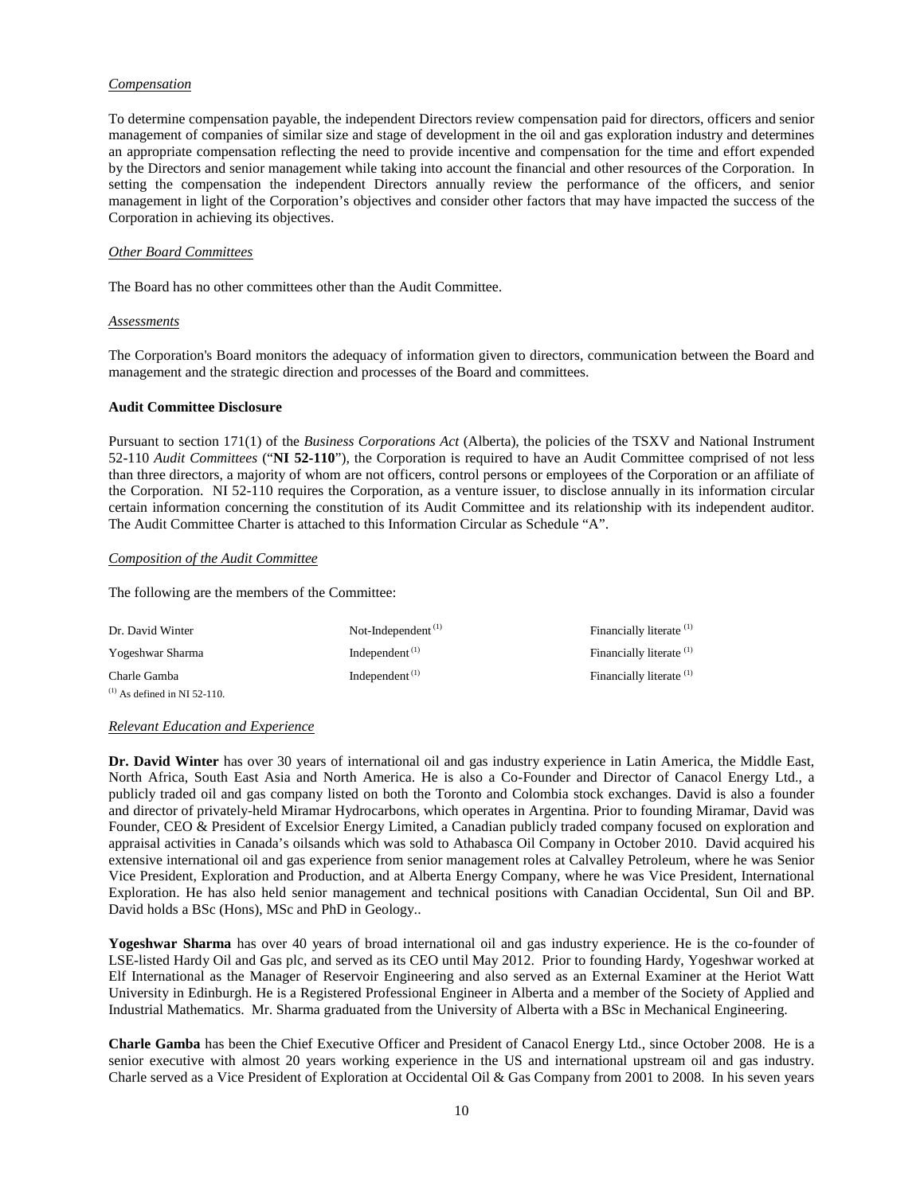*Compensation*

To determine compensation payable, the independent Directors review compensation paid for directors, officers and senior management of companies of similar size and stage of development in the oil and gas exploration industry and determines an appropriate compensation reflecting the need to provide incentive and compensation for the time and effort expended by the Directors and senior management while taking into account the financial and other resources of the Corporation. In setting the compensation the independent Directors annually review the performance of the officers, and senior management in light of the Corporation's objectives and consider other factors that may have impacted the success of the Corporation in achieving its objectives.

*Other Board Committees*

The Board has no other committees other than the Audit Committee.

*Assessments*

The Corporation's Board monitors the adequacy of information given to directors, communication between the Board and management and the strategic direction and processes of the Board and committees.

**Audit Committee Disclosure**

Pursuant to section 171(1) of the *Business Corporations Act* (Alberta), the policies of the TSXV and National Instrument 52-110 *Audit Committees* ("**NI 52-110**"), the Corporation is required to have an Audit Committee comprised of not less than three directors, a majority of whom are not officers, control persons or employees of the Corporation or an affiliate of the Corporation. NI 52-110 requires the Corporation, as a venture issuer, to disclose annually in its information circular certain information concerning the constitution of its Audit Committee and its relationship with its independent auditor. The Audit Committee Charter is attached to this Information Circular as Schedule "A".

*Composition of the Audit Committee*

The following are the members of the Committee:

| | | |
|---|---|---|
| Dr. David Winter | Not-Independent [1] | Financially literate [1] |
| Yogeshwar Sharma | Independent [1] | Financially literate [1] |
| Charle Gamba | Independent [1] | Financially literate [1] |

[1] As defined in NI 52-110.

*Relevant Education and Experience*

**Dr. David Winter** has over 30 years of international oil and gas industry experience in Latin America, the Middle East, North Africa, South East Asia and North America. He is also a Co-Founder and Director of Canacol Energy Ltd., a publicly traded oil and gas company listed on both the Toronto and Colombia stock exchanges. David is also a founder and director of privately-held Miramar Hydrocarbons, which operates in Argentina. Prior to founding Miramar, David was Founder, CEO & President of Excelsior Energy Limited, a Canadian publicly traded company focused on exploration and appraisal activities in Canada's oilsands which was sold to Athabasca Oil Company in October 2010. David acquired his extensive international oil and gas experience from senior management roles at Calvalley Petroleum, where he was Senior Vice President, Exploration and Production, and at Alberta Energy Company, where he was Vice President, International Exploration. He has also held senior management and technical positions with Canadian Occidental, Sun Oil and BP. David holds a BSc (Hons), MSc and PhD in Geology..

**Yogeshwar Sharma** has over 40 years of broad international oil and gas industry experience. He is the co-founder of LSE-listed Hardy Oil and Gas plc, and served as its CEO until May 2012. Prior to founding Hardy, Yogeshwar worked at Elf International as the Manager of Reservoir Engineering and also served as an External Examiner at the Heriot Watt University in Edinburgh. He is a Registered Professional Engineer in Alberta and a member of the Society of Applied and Industrial Mathematics. Mr. Sharma graduated from the University of Alberta with a BSc in Mechanical Engineering.

**Charle Gamba** has been the Chief Executive Officer and President of Canacol Energy Ltd., since October 2008. He is a senior executive with almost 20 years working experience in the US and international upstream oil and gas industry. Charle served as a Vice President of Exploration at Occidental Oil & Gas Company from 2001 to 2008. In his seven years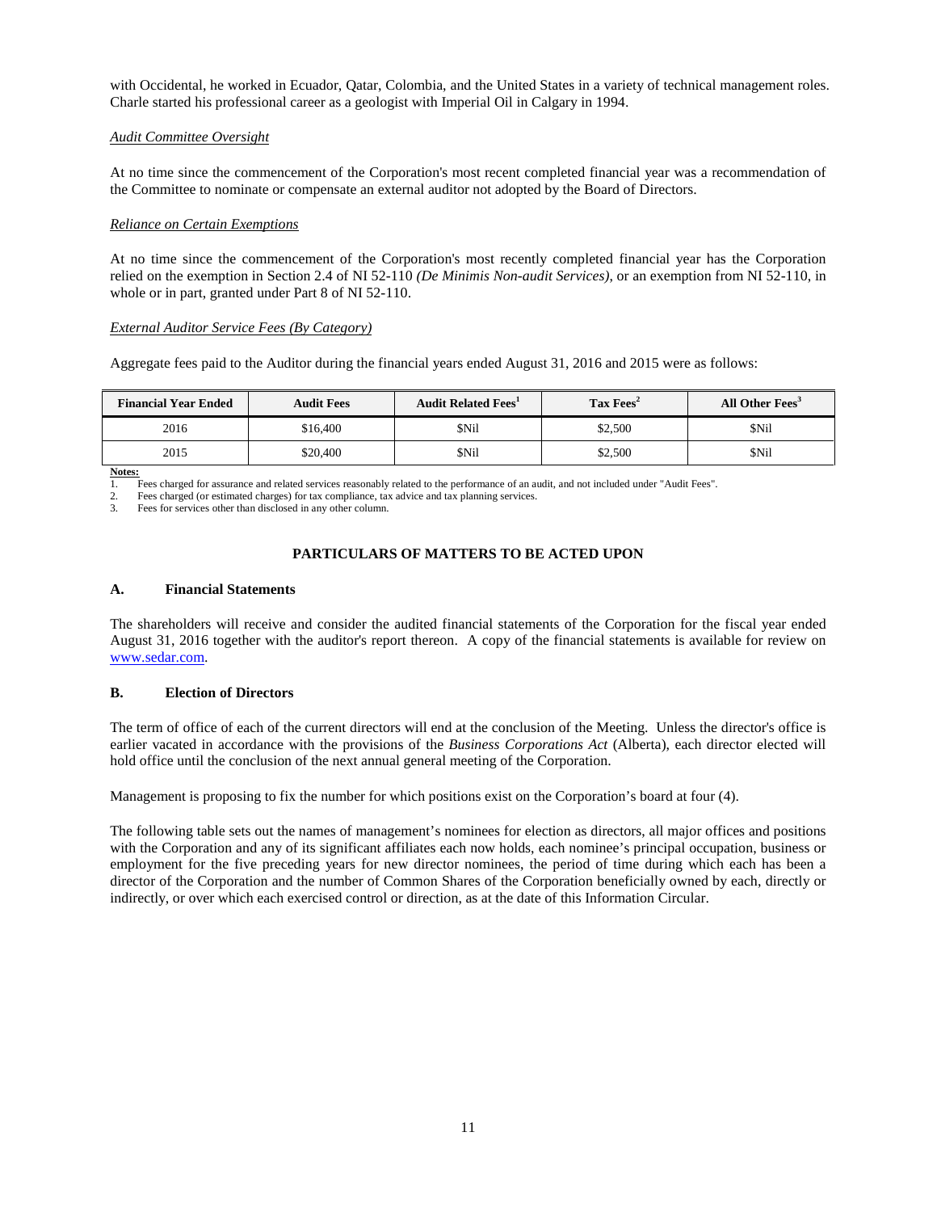with Occidental, he worked in Ecuador, Qatar, Colombia, and the United States in a variety of technical management roles. Charle started his professional career as a geologist with Imperial Oil in Calgary in 1994.

*Audit Committee Oversight*

At no time since the commencement of the Corporation's most recent completed financial year was a recommendation of the Committee to nominate or compensate an external auditor not adopted by the Board of Directors.

*Reliance on Certain Exemptions*

At no time since the commencement of the Corporation's most recently completed financial year has the Corporation relied on the exemption in Section 2.4 of NI 52-110 *(De Minimis Non-audit Services)*, or an exemption from NI 52-110, in whole or in part, granted under Part 8 of NI 52-110.

*External Auditor Service Fees (By Category)*

Aggregate fees paid to the Auditor during the financial years ended August 31, 2016 and 2015 were as follows:

| Financial Year Ended | Audit Fees | Audit Related Fees[1] | Tax Fees[2] | All Other Fees[3] |
|---|---|---|---|---|
| 2016 | $16,400 | $Nil | $2,500 | $Nil |
| 2015 | $20,400 | $Nil | $2,500 | $Nil |

**Notes:**

1. Fees charged for assurance and related services reasonably related to the performance of an audit, and not included under "Audit Fees".
2. Fees charged (or estimated charges) for tax compliance, tax advice and tax planning services.
3. Fees for services other than disclosed in any other column.

## PARTICULARS OF MATTERS TO BE ACTED UPON

### A. Financial Statements

The shareholders will receive and consider the audited financial statements of the Corporation for the fiscal year ended August 31, 2016 together with the auditor's report thereon. A copy of the financial statements is available for review on www.sedar.com.

### B. Election of Directors

The term of office of each of the current directors will end at the conclusion of the Meeting. Unless the director's office is earlier vacated in accordance with the provisions of the *Business Corporations Act* (Alberta), each director elected will hold office until the conclusion of the next annual general meeting of the Corporation.

Management is proposing to fix the number for which positions exist on the Corporation's board at four (4).

The following table sets out the names of management's nominees for election as directors, all major offices and positions with the Corporation and any of its significant affiliates each now holds, each nominee's principal occupation, business or employment for the five preceding years for new director nominees, the period of time during which each has been a director of the Corporation and the number of Common Shares of the Corporation beneficially owned by each, directly or indirectly, or over which each exercised control or direction, as at the date of this Information Circular.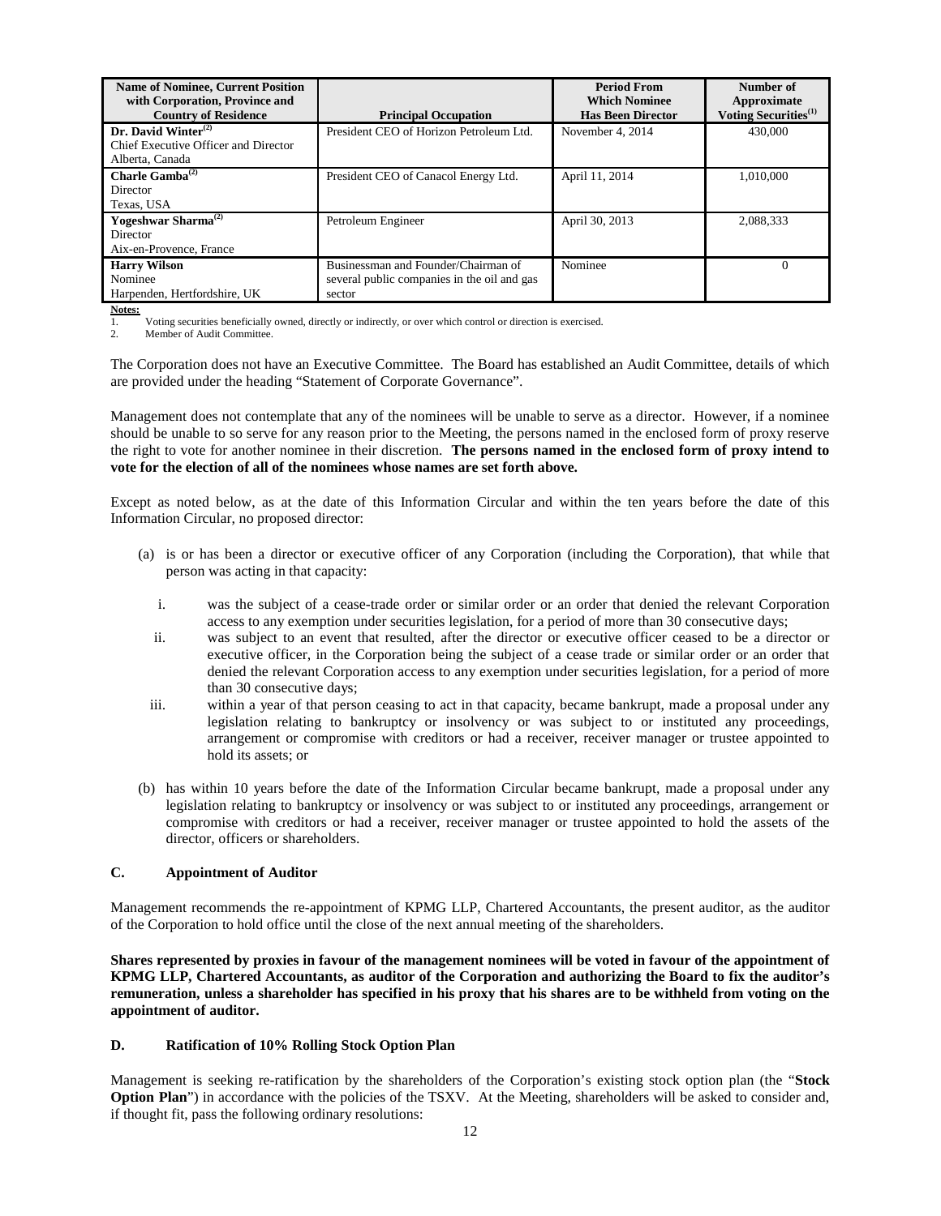| Name of Nominee, Current Position with Corporation, Province and Country of Residence | Principal Occupation | Period From Which Nominee Has Been Director | Number of Approximate Voting Securities[1] |
|---|---|---|---|
| **Dr. David Winter**[2]<br>Chief Executive Officer and Director<br>Alberta, Canada | President CEO of Horizon Petroleum Ltd. | November 4, 2014 | 430,000 |
| **Charle Gamba**[2]<br>Director<br>Texas, USA | President CEO of Canacol Energy Ltd. | April 11, 2014 | 1,010,000 |
| **Yogeshwar Sharma**[2]<br>Director<br>Aix-en-Provence, France | Petroleum Engineer | April 30, 2013 | 2,088,333 |
| **Harry Wilson**<br>Nominee<br>Harpenden, Hertfordshire, UK | Businessman and Founder/Chairman of several public companies in the oil and gas sector | Nominee | 0 |

**Notes:**

1. Voting securities beneficially owned, directly or indirectly, or over which control or direction is exercised.
2. Member of Audit Committee.

The Corporation does not have an Executive Committee. The Board has established an Audit Committee, details of which are provided under the heading "Statement of Corporate Governance".

Management does not contemplate that any of the nominees will be unable to serve as a director. However, if a nominee should be unable to so serve for any reason prior to the Meeting, the persons named in the enclosed form of proxy reserve the right to vote for another nominee in their discretion. **The persons named in the enclosed form of proxy intend to vote for the election of all of the nominees whose names are set forth above.**

Except as noted below, as at the date of this Information Circular and within the ten years before the date of this Information Circular, no proposed director:

(a) is or has been a director or executive officer of any Corporation (including the Corporation), that while that person was acting in that capacity:

   i. was the subject of a cease-trade order or similar order or an order that denied the relevant Corporation access to any exemption under securities legislation, for a period of more than 30 consecutive days;

   ii. was subject to an event that resulted, after the director or executive officer ceased to be a director or executive officer, in the Corporation being the subject of a cease trade or similar order or an order that denied the relevant Corporation access to any exemption under securities legislation, for a period of more than 30 consecutive days;

   iii. within a year of that person ceasing to act in that capacity, became bankrupt, made a proposal under any legislation relating to bankruptcy or insolvency or was subject to or instituted any proceedings, arrangement or compromise with creditors or had a receiver, receiver manager or trustee appointed to hold its assets; or

(b) has within 10 years before the date of the Information Circular became bankrupt, made a proposal under any legislation relating to bankruptcy or insolvency or was subject to or instituted any proceedings, arrangement or compromise with creditors or had a receiver, receiver manager or trustee appointed to hold the assets of the director, officers or shareholders.

### C. Appointment of Auditor

Management recommends the re-appointment of KPMG LLP, Chartered Accountants, the present auditor, as the auditor of the Corporation to hold office until the close of the next annual meeting of the shareholders.

**Shares represented by proxies in favour of the management nominees will be voted in favour of the appointment of KPMG LLP, Chartered Accountants, as auditor of the Corporation and authorizing the Board to fix the auditor's remuneration, unless a shareholder has specified in his proxy that his shares are to be withheld from voting on the appointment of auditor.**

### D. Ratification of 10% Rolling Stock Option Plan

Management is seeking re-ratification by the shareholders of the Corporation's existing stock option plan (the "**Stock Option Plan**") in accordance with the policies of the TSXV. At the Meeting, shareholders will be asked to consider and, if thought fit, pass the following ordinary resolutions: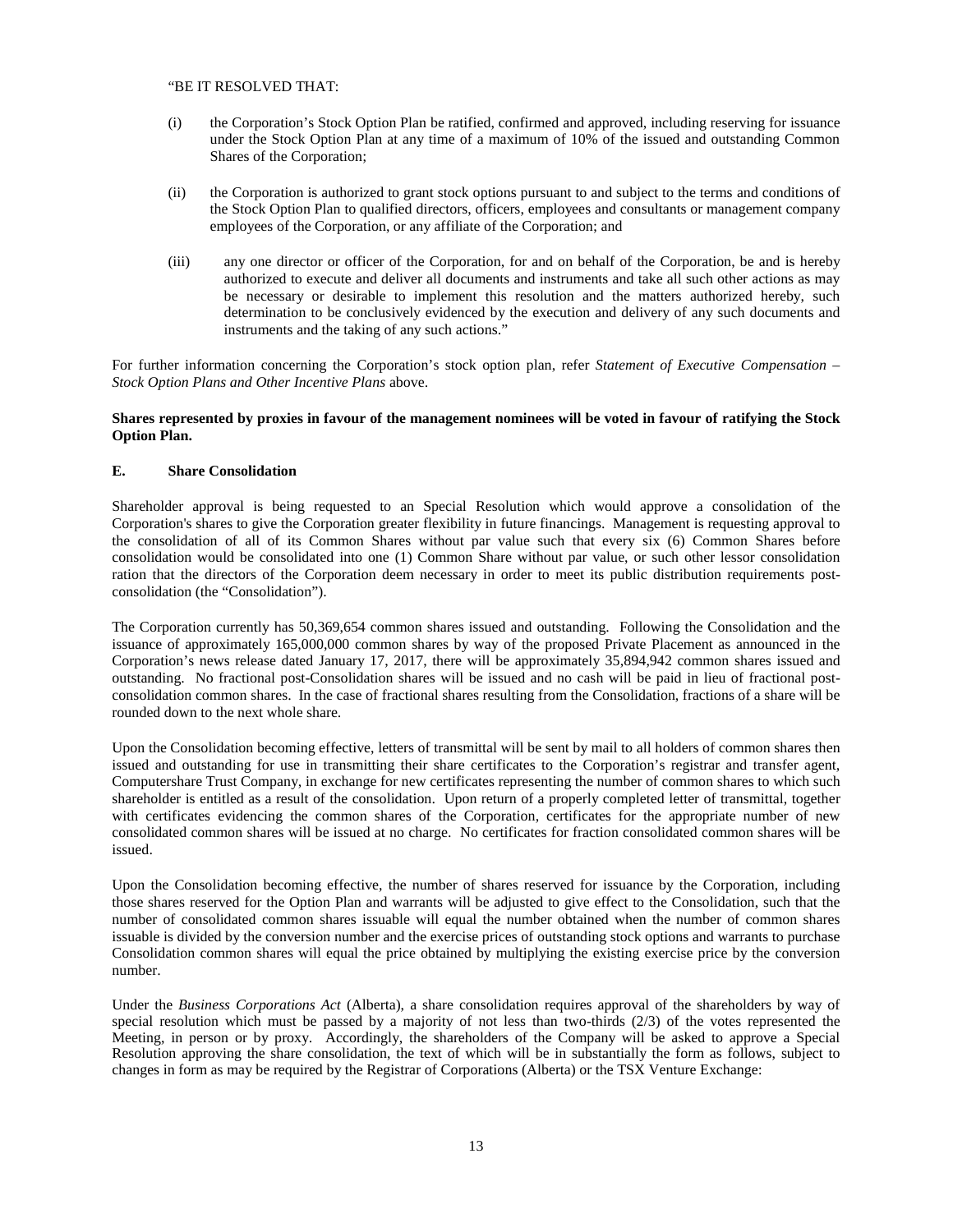"BE IT RESOLVED THAT:

(i) the Corporation's Stock Option Plan be ratified, confirmed and approved, including reserving for issuance under the Stock Option Plan at any time of a maximum of 10% of the issued and outstanding Common Shares of the Corporation;

(ii) the Corporation is authorized to grant stock options pursuant to and subject to the terms and conditions of the Stock Option Plan to qualified directors, officers, employees and consultants or management company employees of the Corporation, or any affiliate of the Corporation; and

(iii) any one director or officer of the Corporation, for and on behalf of the Corporation, be and is hereby authorized to execute and deliver all documents and instruments and take all such other actions as may be necessary or desirable to implement this resolution and the matters authorized hereby, such determination to be conclusively evidenced by the execution and delivery of any such documents and instruments and the taking of any such actions."

For further information concerning the Corporation's stock option plan, refer *Statement of Executive Compensation – Stock Option Plans and Other Incentive Plans* above.

**Shares represented by proxies in favour of the management nominees will be voted in favour of ratifying the Stock Option Plan.**

### E. Share Consolidation

Shareholder approval is being requested to an Special Resolution which would approve a consolidation of the Corporation's shares to give the Corporation greater flexibility in future financings. Management is requesting approval to the consolidation of all of its Common Shares without par value such that every six (6) Common Shares before consolidation would be consolidated into one (1) Common Share without par value, or such other lessor consolidation ration that the directors of the Corporation deem necessary in order to meet its public distribution requirements post-consolidation (the "Consolidation").

The Corporation currently has 50,369,654 common shares issued and outstanding. Following the Consolidation and the issuance of approximately 165,000,000 common shares by way of the proposed Private Placement as announced in the Corporation's news release dated January 17, 2017, there will be approximately 35,894,942 common shares issued and outstanding. No fractional post-Consolidation shares will be issued and no cash will be paid in lieu of fractional post-consolidation common shares. In the case of fractional shares resulting from the Consolidation, fractions of a share will be rounded down to the next whole share.

Upon the Consolidation becoming effective, letters of transmittal will be sent by mail to all holders of common shares then issued and outstanding for use in transmitting their share certificates to the Corporation's registrar and transfer agent, Computershare Trust Company, in exchange for new certificates representing the number of common shares to which such shareholder is entitled as a result of the consolidation. Upon return of a properly completed letter of transmittal, together with certificates evidencing the common shares of the Corporation, certificates for the appropriate number of new consolidated common shares will be issued at no charge. No certificates for fraction consolidated common shares will be issued.

Upon the Consolidation becoming effective, the number of shares reserved for issuance by the Corporation, including those shares reserved for the Option Plan and warrants will be adjusted to give effect to the Consolidation, such that the number of consolidated common shares issuable will equal the number obtained when the number of common shares issuable is divided by the conversion number and the exercise prices of outstanding stock options and warrants to purchase Consolidation common shares will equal the price obtained by multiplying the existing exercise price by the conversion number.

Under the *Business Corporations Act* (Alberta), a share consolidation requires approval of the shareholders by way of special resolution which must be passed by a majority of not less than two-thirds (2/3) of the votes represented the Meeting, in person or by proxy. Accordingly, the shareholders of the Company will be asked to approve a Special Resolution approving the share consolidation, the text of which will be in substantially the form as follows, subject to changes in form as may be required by the Registrar of Corporations (Alberta) or the TSX Venture Exchange: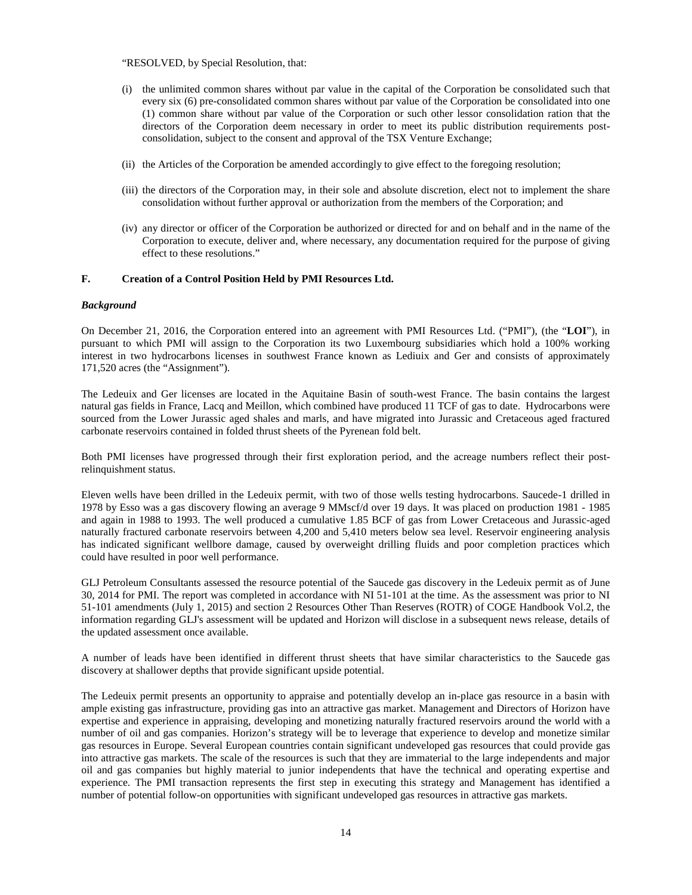"RESOLVED, by Special Resolution, that:

(i) the unlimited common shares without par value in the capital of the Corporation be consolidated such that every six (6) pre-consolidated common shares without par value of the Corporation be consolidated into one (1) common share without par value of the Corporation or such other lessor consolidation ration that the directors of the Corporation deem necessary in order to meet its public distribution requirements post-consolidation, subject to the consent and approval of the TSX Venture Exchange;

(ii) the Articles of the Corporation be amended accordingly to give effect to the foregoing resolution;

(iii) the directors of the Corporation may, in their sole and absolute discretion, elect not to implement the share consolidation without further approval or authorization from the members of the Corporation; and

(iv) any director or officer of the Corporation be authorized or directed for and on behalf and in the name of the Corporation to execute, deliver and, where necessary, any documentation required for the purpose of giving effect to these resolutions."

## F. Creation of a Control Position Held by PMI Resources Ltd.

***Background***

On December 21, 2016, the Corporation entered into an agreement with PMI Resources Ltd. ("PMI"), (the "**LOI**"), in pursuant to which PMI will assign to the Corporation its two Luxembourg subsidiaries which hold a 100% working interest in two hydrocarbons licenses in southwest France known as Lediuix and Ger and consists of approximately 171,520 acres (the "Assignment").

The Ledeuix and Ger licenses are located in the Aquitaine Basin of south-west France. The basin contains the largest natural gas fields in France, Lacq and Meillon, which combined have produced 11 TCF of gas to date. Hydrocarbons were sourced from the Lower Jurassic aged shales and marls, and have migrated into Jurassic and Cretaceous aged fractured carbonate reservoirs contained in folded thrust sheets of the Pyrenean fold belt.

Both PMI licenses have progressed through their first exploration period, and the acreage numbers reflect their post-relinquishment status.

Eleven wells have been drilled in the Ledeuix permit, with two of those wells testing hydrocarbons. Saucede-1 drilled in 1978 by Esso was a gas discovery flowing an average 9 MMscf/d over 19 days. It was placed on production 1981 - 1985 and again in 1988 to 1993. The well produced a cumulative 1.85 BCF of gas from Lower Cretaceous and Jurassic-aged naturally fractured carbonate reservoirs between 4,200 and 5,410 meters below sea level. Reservoir engineering analysis has indicated significant wellbore damage, caused by overweight drilling fluids and poor completion practices which could have resulted in poor well performance.

GLJ Petroleum Consultants assessed the resource potential of the Saucede gas discovery in the Ledeuix permit as of June 30, 2014 for PMI. The report was completed in accordance with NI 51-101 at the time. As the assessment was prior to NI 51-101 amendments (July 1, 2015) and section 2 Resources Other Than Reserves (ROTR) of COGE Handbook Vol.2, the information regarding GLJ's assessment will be updated and Horizon will disclose in a subsequent news release, details of the updated assessment once available.

A number of leads have been identified in different thrust sheets that have similar characteristics to the Saucede gas discovery at shallower depths that provide significant upside potential.

The Ledeuix permit presents an opportunity to appraise and potentially develop an in-place gas resource in a basin with ample existing gas infrastructure, providing gas into an attractive gas market. Management and Directors of Horizon have expertise and experience in appraising, developing and monetizing naturally fractured reservoirs around the world with a number of oil and gas companies. Horizon's strategy will be to leverage that experience to develop and monetize similar gas resources in Europe. Several European countries contain significant undeveloped gas resources that could provide gas into attractive gas markets. The scale of the resources is such that they are immaterial to the large independents and major oil and gas companies but highly material to junior independents that have the technical and operating expertise and experience. The PMI transaction represents the first step in executing this strategy and Management has identified a number of potential follow-on opportunities with significant undeveloped gas resources in attractive gas markets.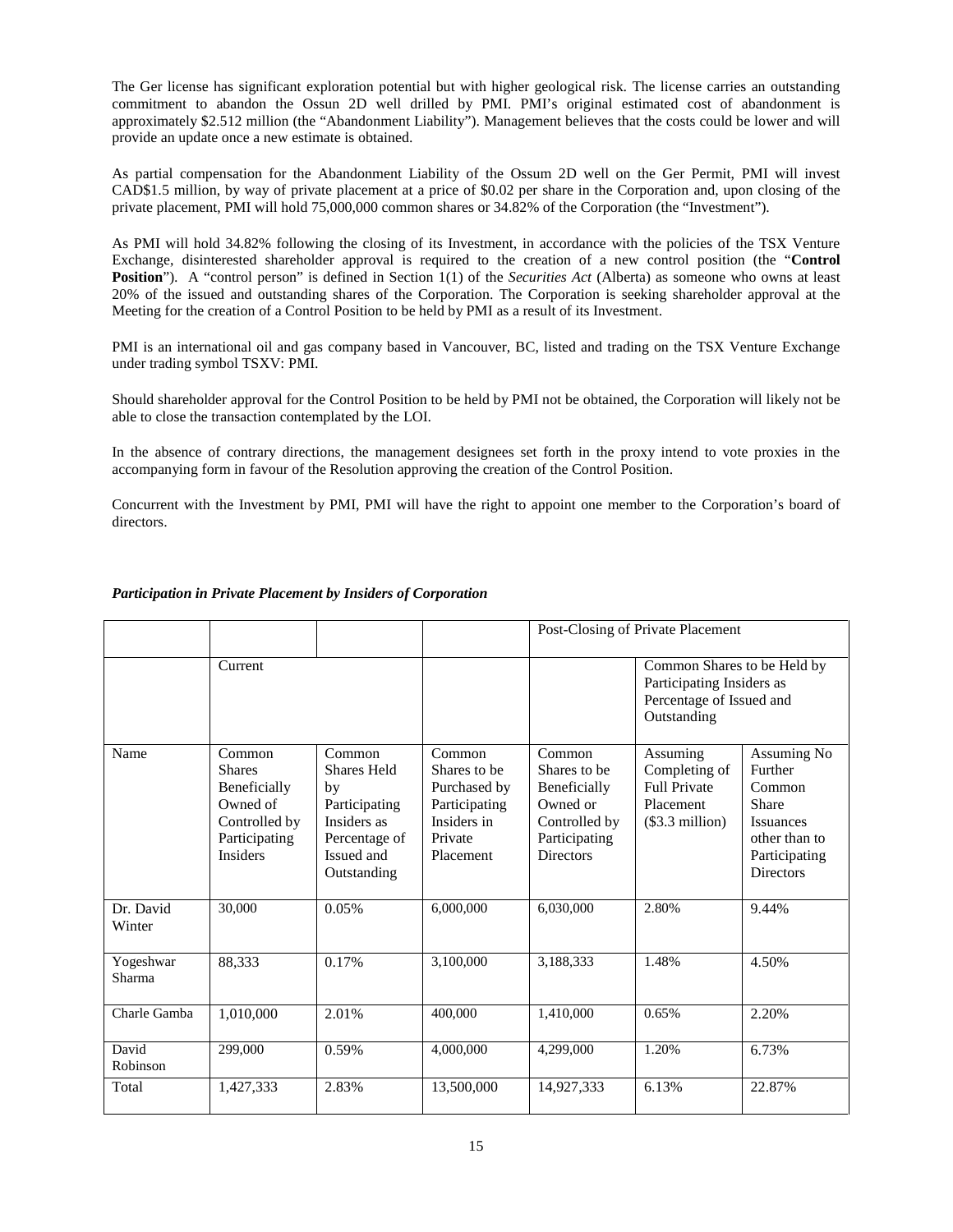The Ger license has significant exploration potential but with higher geological risk. The license carries an outstanding commitment to abandon the Ossun 2D well drilled by PMI. PMI's original estimated cost of abandonment is approximately $2.512 million (the "Abandonment Liability"). Management believes that the costs could be lower and will provide an update once a new estimate is obtained.

As partial compensation for the Abandonment Liability of the Ossum 2D well on the Ger Permit, PMI will invest CAD$1.5 million, by way of private placement at a price of $0.02 per share in the Corporation and, upon closing of the private placement, PMI will hold 75,000,000 common shares or 34.82% of the Corporation (the "Investment").

As PMI will hold 34.82% following the closing of its Investment, in accordance with the policies of the TSX Venture Exchange, disinterested shareholder approval is required to the creation of a new control position (the "**Control Position**"). A "control person" is defined in Section 1(1) of the *Securities Act* (Alberta) as someone who owns at least 20% of the issued and outstanding shares of the Corporation. The Corporation is seeking shareholder approval at the Meeting for the creation of a Control Position to be held by PMI as a result of its Investment.

PMI is an international oil and gas company based in Vancouver, BC, listed and trading on the TSX Venture Exchange under trading symbol TSXV: PMI.

Should shareholder approval for the Control Position to be held by PMI not be obtained, the Corporation will likely not be able to close the transaction contemplated by the LOI.

In the absence of contrary directions, the management designees set forth in the proxy intend to vote proxies in the accompanying form in favour of the Resolution approving the creation of the Control Position.

Concurrent with the Investment by PMI, PMI will have the right to appoint one member to the Corporation's board of directors.

***Participation in Private Placement by Insiders of Corporation***

| | | | | Post-Closing of Private Placement | | |
|---|---|---|---|---|---|---|
| | Current | | | | Common Shares to be Held by Participating Insiders as Percentage of Issued and Outstanding | |
| Name | Common Shares Beneficially Owned of Controlled by Participating Insiders | Common Shares Held by Participating Insiders as Percentage of Issued and Outstanding | Common Shares to be Purchased by Participating Insiders in Private Placement | Common Shares to be Beneficially Owned or Controlled by Participating Directors | Assuming Completing of Full Private Placement ($3.3 million) | Assuming No Further Common Share Issuances other than to Participating Directors |
| Dr. David Winter | 30,000 | 0.05% | 6,000,000 | 6,030,000 | 2.80% | 9.44% |
| Yogeshwar Sharma | 88,333 | 0.17% | 3,100,000 | 3,188,333 | 1.48% | 4.50% |
| Charle Gamba | 1,010,000 | 2.01% | 400,000 | 1,410,000 | 0.65% | 2.20% |
| David Robinson | 299,000 | 0.59% | 4,000,000 | 4,299,000 | 1.20% | 6.73% |
| Total | 1,427,333 | 2.83% | 13,500,000 | 14,927,333 | 6.13% | 22.87% |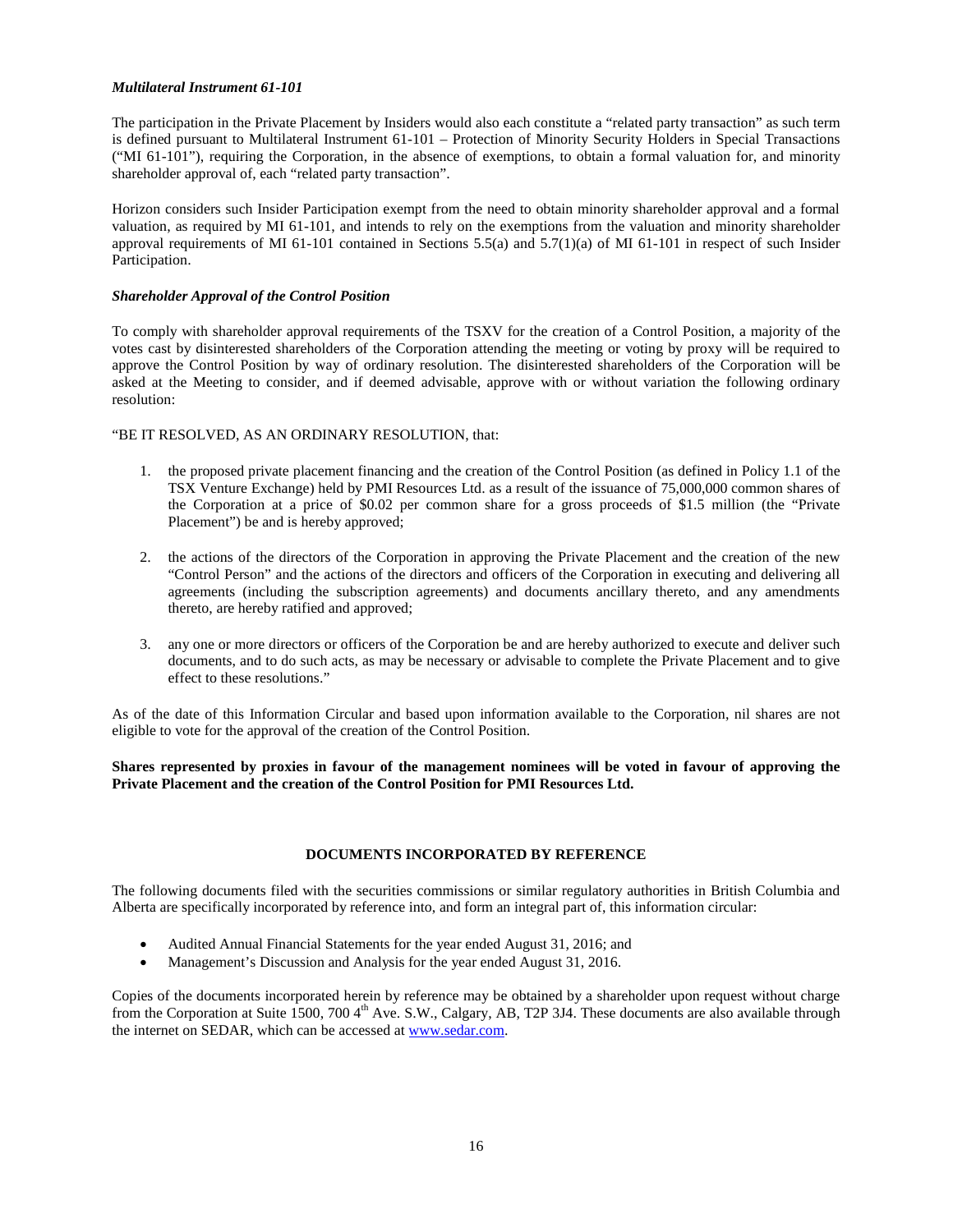***Multilateral Instrument 61-101***

The participation in the Private Placement by Insiders would also each constitute a "related party transaction" as such term is defined pursuant to Multilateral Instrument 61-101 – Protection of Minority Security Holders in Special Transactions ("MI 61-101"), requiring the Corporation, in the absence of exemptions, to obtain a formal valuation for, and minority shareholder approval of, each "related party transaction".

Horizon considers such Insider Participation exempt from the need to obtain minority shareholder approval and a formal valuation, as required by MI 61-101, and intends to rely on the exemptions from the valuation and minority shareholder approval requirements of MI 61-101 contained in Sections 5.5(a) and 5.7(1)(a) of MI 61-101 in respect of such Insider Participation.

***Shareholder Approval of the Control Position***

To comply with shareholder approval requirements of the TSXV for the creation of a Control Position, a majority of the votes cast by disinterested shareholders of the Corporation attending the meeting or voting by proxy will be required to approve the Control Position by way of ordinary resolution. The disinterested shareholders of the Corporation will be asked at the Meeting to consider, and if deemed advisable, approve with or without variation the following ordinary resolution:

"BE IT RESOLVED, AS AN ORDINARY RESOLUTION, that:

1. the proposed private placement financing and the creation of the Control Position (as defined in Policy 1.1 of the TSX Venture Exchange) held by PMI Resources Ltd. as a result of the issuance of 75,000,000 common shares of the Corporation at a price of $0.02 per common share for a gross proceeds of $1.5 million (the "Private Placement") be and is hereby approved;

2. the actions of the directors of the Corporation in approving the Private Placement and the creation of the new "Control Person" and the actions of the directors and officers of the Corporation in executing and delivering all agreements (including the subscription agreements) and documents ancillary thereto, and any amendments thereto, are hereby ratified and approved;

3. any one or more directors or officers of the Corporation be and are hereby authorized to execute and deliver such documents, and to do such acts, as may be necessary or advisable to complete the Private Placement and to give effect to these resolutions."

As of the date of this Information Circular and based upon information available to the Corporation, nil shares are not eligible to vote for the approval of the creation of the Control Position.

**Shares represented by proxies in favour of the management nominees will be voted in favour of approving the Private Placement and the creation of the Control Position for PMI Resources Ltd.**

## DOCUMENTS INCORPORATED BY REFERENCE

The following documents filed with the securities commissions or similar regulatory authorities in British Columbia and Alberta are specifically incorporated by reference into, and form an integral part of, this information circular:

- Audited Annual Financial Statements for the year ended August 31, 2016; and
- Management's Discussion and Analysis for the year ended August 31, 2016.

Copies of the documents incorporated herein by reference may be obtained by a shareholder upon request without charge from the Corporation at Suite 1500, 700 4th Ave. S.W., Calgary, AB, T2P 3J4. These documents are also available through the internet on SEDAR, which can be accessed at www.sedar.com.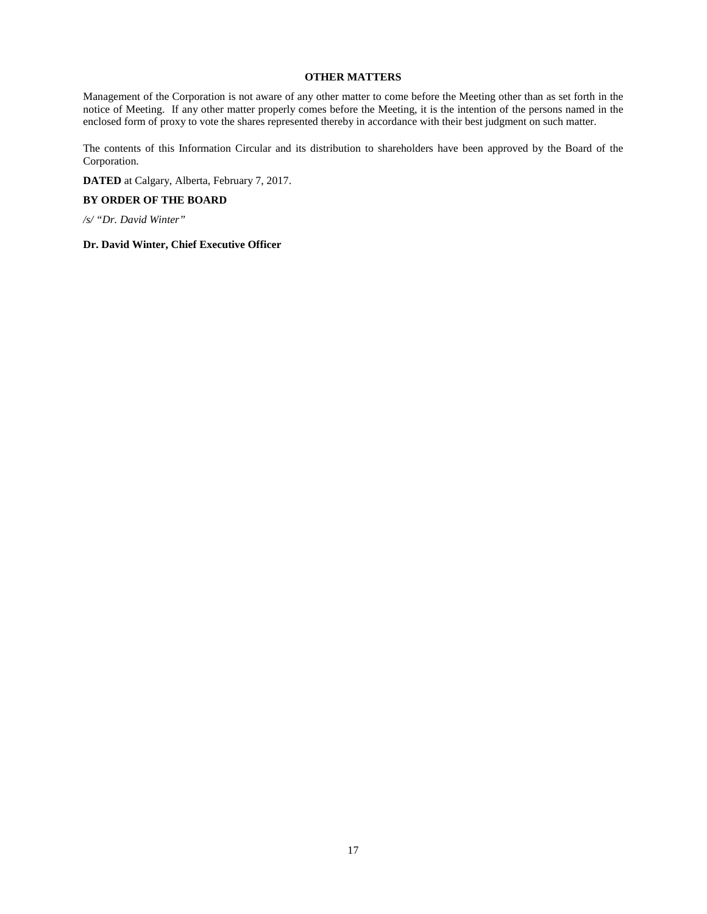## OTHER MATTERS

Management of the Corporation is not aware of any other matter to come before the Meeting other than as set forth in the notice of Meeting. If any other matter properly comes before the Meeting, it is the intention of the persons named in the enclosed form of proxy to vote the shares represented thereby in accordance with their best judgment on such matter.

The contents of this Information Circular and its distribution to shareholders have been approved by the Board of the Corporation.

**DATED** at Calgary, Alberta, February 7, 2017.

**BY ORDER OF THE BOARD**

*/s/ "Dr. David Winter"*

**Dr. David Winter, Chief Executive Officer**